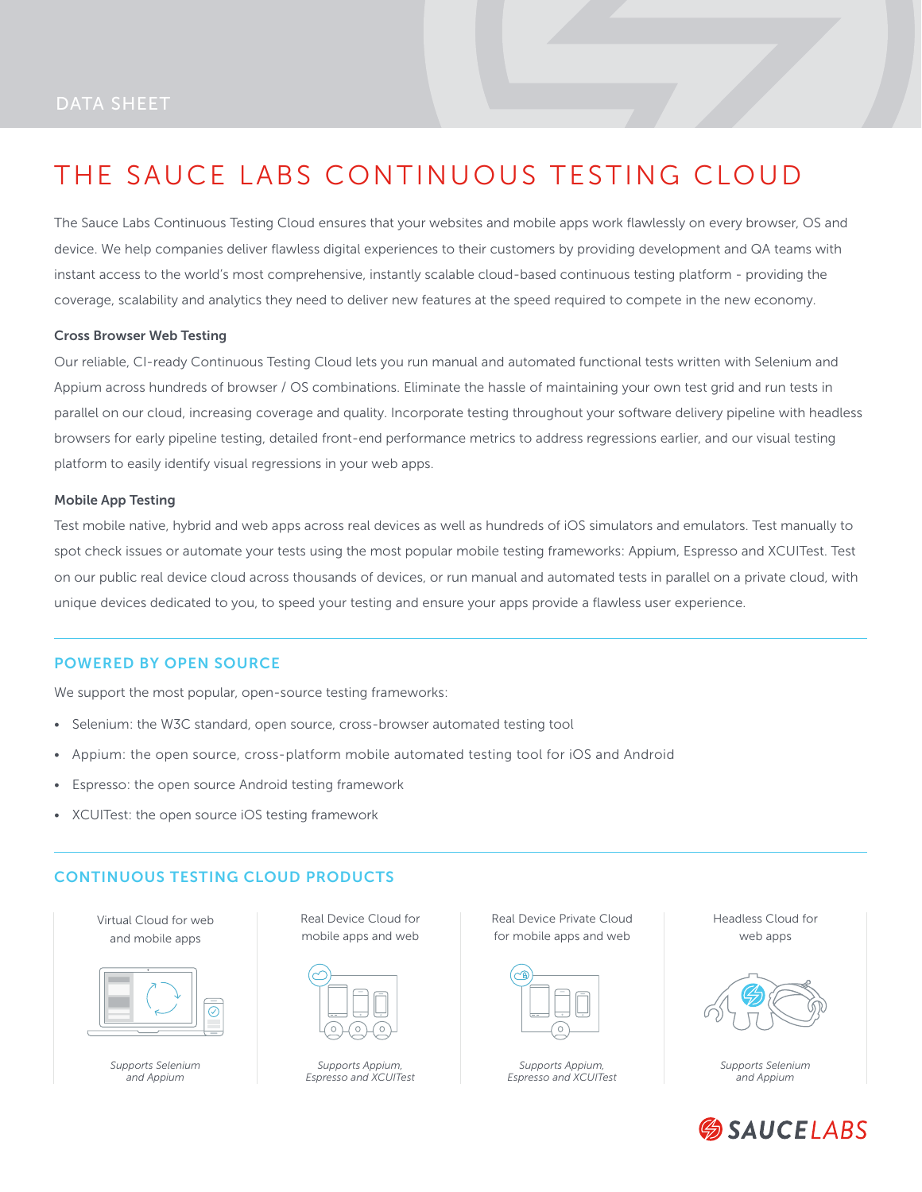DATA SHEET

# THE SAUCE LABS CONTINUOUS TESTING CLOUD

The Sauce Labs Continuous Testing Cloud ensures that your websites and mobile apps work flawlessly on every browser, OS and device. We help companies deliver flawless digital experiences to their customers by providing development and QA teams with instant access to the world's most comprehensive, instantly scalable cloud-based continuous testing platform - providing the coverage, scalability and analytics they need to deliver new features at the speed required to compete in the new economy.

### Cross Browser Web Testing

Our reliable, CI-ready Continuous Testing Cloud lets you run manual and automated functional tests written with Selenium and Appium across hundreds of browser / OS combinations. Eliminate the hassle of maintaining your own test grid and run tests in parallel on our cloud, increasing coverage and quality. Incorporate testing throughout your software delivery pipeline with headless browsers for early pipeline testing, detailed front-end performance metrics to address regressions earlier, and our visual testing platform to easily identify visual regressions in your web apps.

### Mobile App Testing

Test mobile native, hybrid and web apps across real devices as well as hundreds of iOS simulators and emulators. Test manually to spot check issues or automate your tests using the most popular mobile testing frameworks: Appium, Espresso and XCUITest. Test on our public real device cloud across thousands of devices, or run manual and automated tests in parallel on a private cloud, with unique devices dedicated to you, to speed your testing and ensure your apps provide a flawless user experience.

## POWERED BY OPEN SOURCE

We support the most popular, open-source testing frameworks:

- Selenium: the W3C standard, open source, cross-browser automated testing tool
- Appium: the open source, cross-platform mobile automated testing tool for iOS and Android
- Espresso: the open source Android testing framework
- XCUITest: the open source iOS testing framework

## CONTINUOUS TESTING CLOUD PRODUCTS

| Virtual Cloud for web and mobile apps | Real Device Cloud for mobile apps and web | Real Device Private Cloud for mobile apps and web | Headless Cloud for web apps |
|---|---|---|---|
| *Supports Selenium and Appium* | *Supports Appium, Espresso and XCUITest* | *Supports Appium, Espresso and XCUITest* | *Supports Selenium and Appium* |

SAUCELABS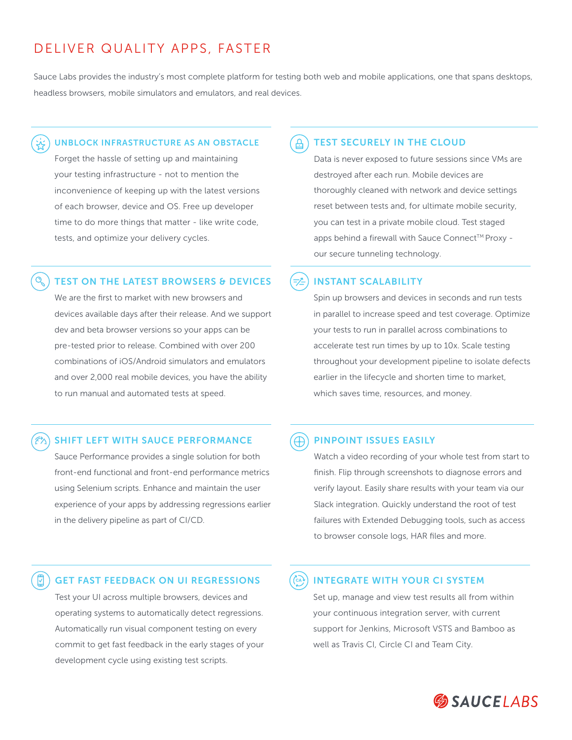# DELIVER QUALITY APPS, FASTER

Sauce Labs provides the industry's most complete platform for testing both web and mobile applications, one that spans desktops, headless browsers, mobile simulators and emulators, and real devices.

## UNBLOCK INFRASTRUCTURE AS AN OBSTACLE

Forget the hassle of setting up and maintaining your testing infrastructure - not to mention the inconvenience of keeping up with the latest versions of each browser, device and OS. Free up developer time to do more things that matter - like write code, tests, and optimize your delivery cycles.

## TEST SECURELY IN THE CLOUD

Data is never exposed to future sessions since VMs are destroyed after each run. Mobile devices are thoroughly cleaned with network and device settings reset between tests and, for ultimate mobile security, you can test in a private mobile cloud. Test staged apps behind a firewall with Sauce Connect™ Proxy - our secure tunneling technology.

## TEST ON THE LATEST BROWSERS & DEVICES

We are the first to market with new browsers and devices available days after their release. And we support dev and beta browser versions so your apps can be pre-tested prior to release. Combined with over 200 combinations of iOS/Android simulators and emulators and over 2,000 real mobile devices, you have the ability to run manual and automated tests at speed.

## INSTANT SCALABILITY

Spin up browsers and devices in seconds and run tests in parallel to increase speed and test coverage. Optimize your tests to run in parallel across combinations to accelerate test run times by up to 10x. Scale testing throughout your development pipeline to isolate defects earlier in the lifecycle and shorten time to market, which saves time, resources, and money.

## SHIFT LEFT WITH SAUCE PERFORMANCE

Sauce Performance provides a single solution for both front-end functional and front-end performance metrics using Selenium scripts. Enhance and maintain the user experience of your apps by addressing regressions earlier in the delivery pipeline as part of CI/CD.

## PINPOINT ISSUES EASILY

Watch a video recording of your whole test from start to finish. Flip through screenshots to diagnose errors and verify layout. Easily share results with your team via our Slack integration. Quickly understand the root of test failures with Extended Debugging tools, such as access to browser console logs, HAR files and more.

## GET FAST FEEDBACK ON UI REGRESSIONS

Test your UI across multiple browsers, devices and operating systems to automatically detect regressions. Automatically run visual component testing on every commit to get fast feedback in the early stages of your development cycle using existing test scripts.

## INTEGRATE WITH YOUR CI SYSTEM

Set up, manage and view test results all from within your continuous integration server, with current support for Jenkins, Microsoft VSTS and Bamboo as well as Travis CI, Circle CI and Team City.

SAUCELABS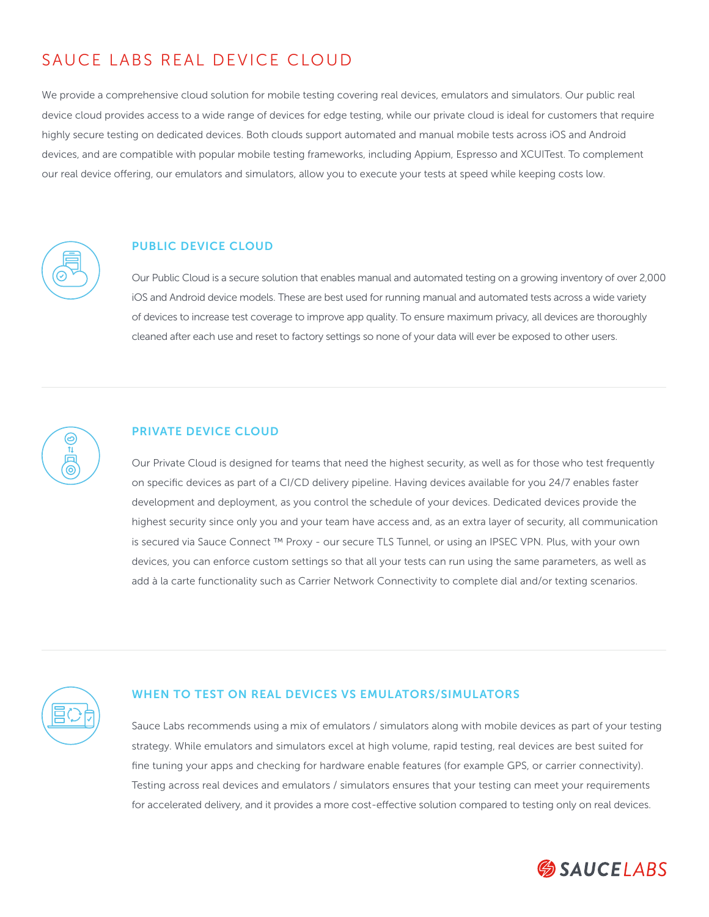# SAUCE LABS REAL DEVICE CLOUD

We provide a comprehensive cloud solution for mobile testing covering real devices, emulators and simulators. Our public real device cloud provides access to a wide range of devices for edge testing, while our private cloud is ideal for customers that require highly secure testing on dedicated devices. Both clouds support automated and manual mobile tests across iOS and Android devices, and are compatible with popular mobile testing frameworks, including Appium, Espresso and XCUITest. To complement our real device offering, our emulators and simulators, allow you to execute your tests at speed while keeping costs low.

## PUBLIC DEVICE CLOUD

Our Public Cloud is a secure solution that enables manual and automated testing on a growing inventory of over 2,000 iOS and Android device models. These are best used for running manual and automated tests across a wide variety of devices to increase test coverage to improve app quality. To ensure maximum privacy, all devices are thoroughly cleaned after each use and reset to factory settings so none of your data will ever be exposed to other users.

## PRIVATE DEVICE CLOUD

Our Private Cloud is designed for teams that need the highest security, as well as for those who test frequently on specific devices as part of a CI/CD delivery pipeline. Having devices available for you 24/7 enables faster development and deployment, as you control the schedule of your devices. Dedicated devices provide the highest security since only you and your team have access and, as an extra layer of security, all communication is secured via Sauce Connect ™ Proxy - our secure TLS Tunnel, or using an IPSEC VPN. Plus, with your own devices, you can enforce custom settings so that all your tests can run using the same parameters, as well as add à la carte functionality such as Carrier Network Connectivity to complete dial and/or texting scenarios.

## WHEN TO TEST ON REAL DEVICES VS EMULATORS/SIMULATORS

Sauce Labs recommends using a mix of emulators / simulators along with mobile devices as part of your testing strategy. While emulators and simulators excel at high volume, rapid testing, real devices are best suited for fine tuning your apps and checking for hardware enable features (for example GPS, or carrier connectivity). Testing across real devices and emulators / simulators ensures that your testing can meet your requirements for accelerated delivery, and it provides a more cost-effective solution compared to testing only on real devices.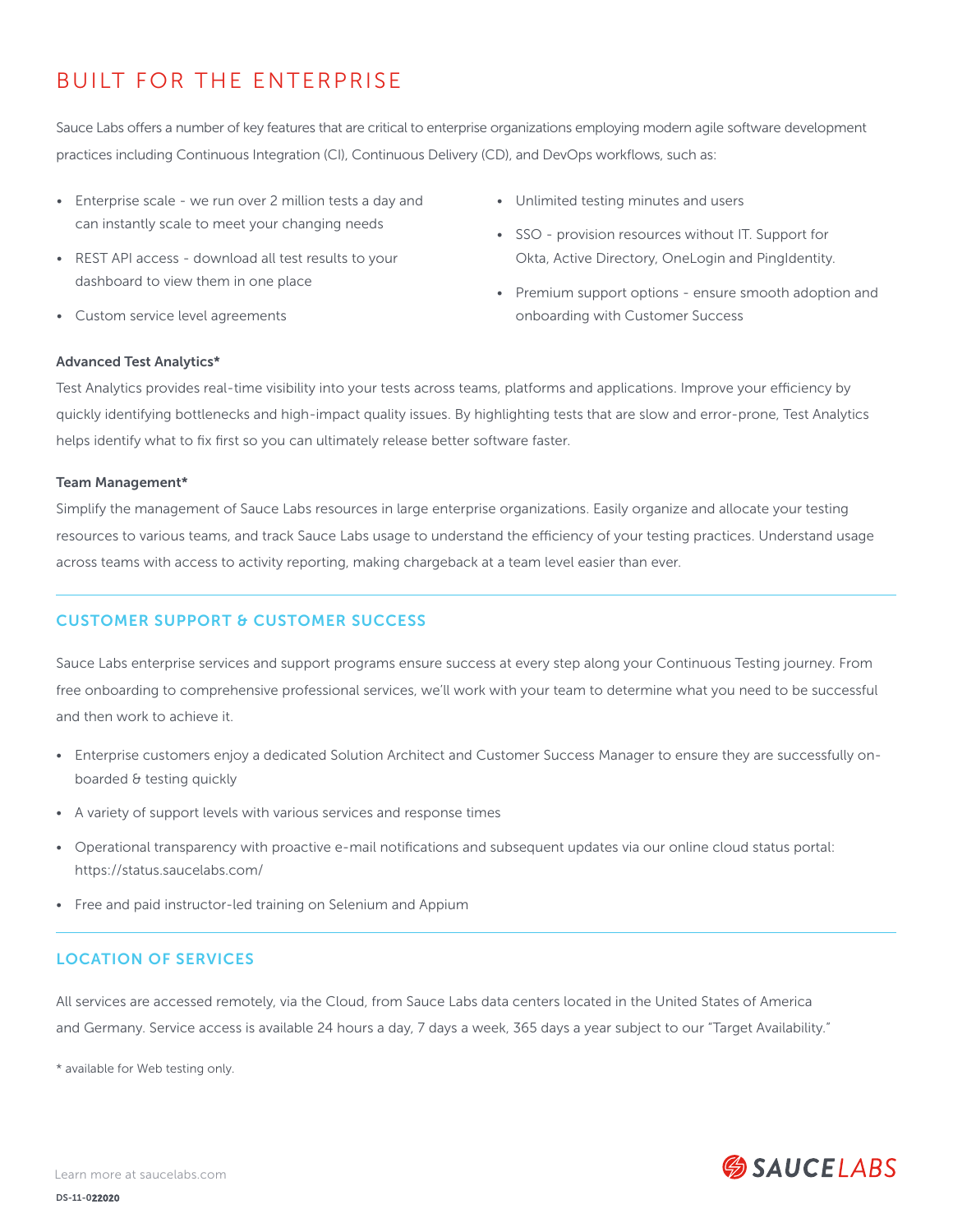# BUILT FOR THE ENTERPRISE

Sauce Labs offers a number of key features that are critical to enterprise organizations employing modern agile software development practices including Continuous Integration (CI), Continuous Delivery (CD), and DevOps workflows, such as:

- Enterprise scale - we run over 2 million tests a day and can instantly scale to meet your changing needs
- REST API access - download all test results to your dashboard to view them in one place
- Custom service level agreements
- Unlimited testing minutes and users
- SSO - provision resources without IT. Support for Okta, Active Directory, OneLogin and PingIdentity.
- Premium support options - ensure smooth adoption and onboarding with Customer Success

**Advanced Test Analytics***

Test Analytics provides real-time visibility into your tests across teams, platforms and applications. Improve your efficiency by quickly identifying bottlenecks and high-impact quality issues. By highlighting tests that are slow and error-prone, Test Analytics helps identify what to fix first so you can ultimately release better software faster.

**Team Management***

Simplify the management of Sauce Labs resources in large enterprise organizations. Easily organize and allocate your testing resources to various teams, and track Sauce Labs usage to understand the efficiency of your testing practices. Understand usage across teams with access to activity reporting, making chargeback at a team level easier than ever.

## CUSTOMER SUPPORT & CUSTOMER SUCCESS

Sauce Labs enterprise services and support programs ensure success at every step along your Continuous Testing journey. From free onboarding to comprehensive professional services, we'll work with your team to determine what you need to be successful and then work to achieve it.

- Enterprise customers enjoy a dedicated Solution Architect and Customer Success Manager to ensure they are successfully on-boarded & testing quickly
- A variety of support levels with various services and response times
- Operational transparency with proactive e-mail notifications and subsequent updates via our online cloud status portal: https://status.saucelabs.com/
- Free and paid instructor-led training on Selenium and Appium

## LOCATION OF SERVICES

All services are accessed remotely, via the Cloud, from Sauce Labs data centers located in the United States of America and Germany. Service access is available 24 hours a day, 7 days a week, 365 days a year subject to our "Target Availability."

* available for Web testing only.

Learn more at saucelabs.com

DS-11-022020